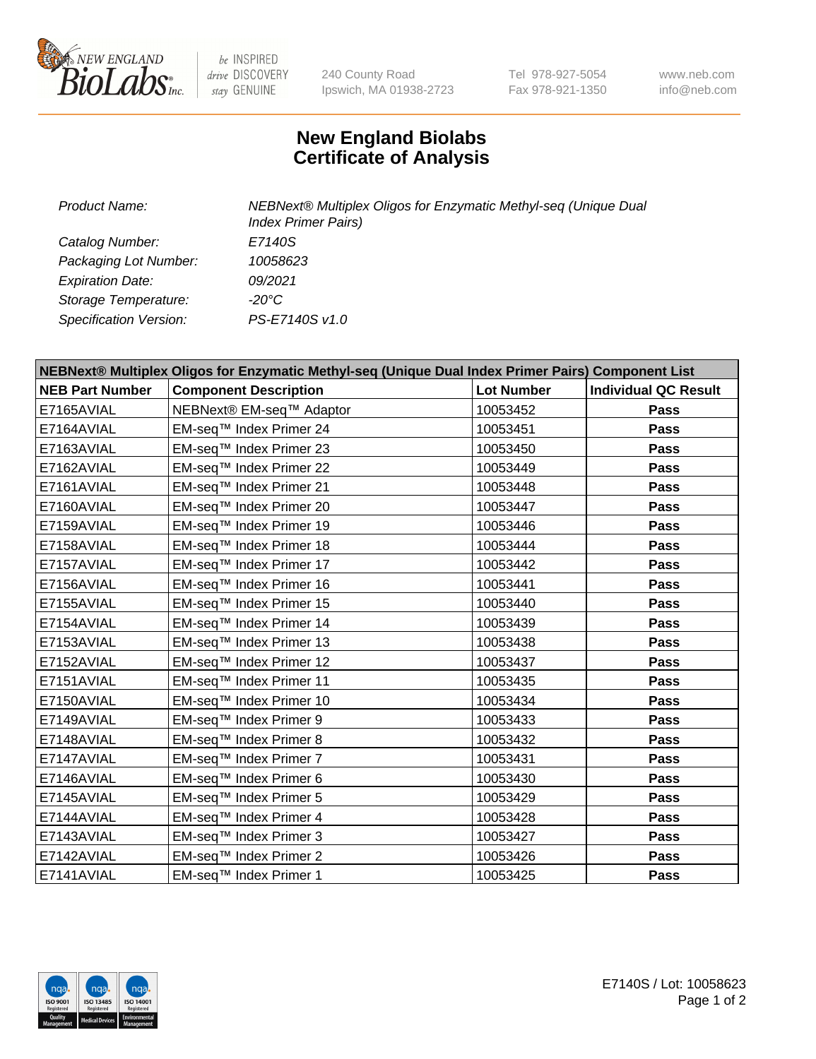# New England Biolabs
# Certificate of Analysis

| | |
|---|---|
| *Product Name:* | *NEBNext® Multiplex Oligos for Enzymatic Methyl-seq (Unique Dual Index Primer Pairs)* |
| *Catalog Number:* | *E7140S* |
| *Packaging Lot Number:* | *10058623* |
| *Expiration Date:* | *09/2021* |
| *Storage Temperature:* | *-20°C* |
| *Specification Version:* | *PS-E7140S v1.0* |

| NEBNext® Multiplex Oligos for Enzymatic Methyl-seq (Unique Dual Index Primer Pairs) Component List | | | |
|---|---|---|---|
| **NEB Part Number** | **Component Description** | **Lot Number** | **Individual QC Result** |
| E7165AVIAL | NEBNext® EM-seq™ Adaptor | 10053452 | **Pass** |
| E7164AVIAL | EM-seq™ Index Primer 24 | 10053451 | **Pass** |
| E7163AVIAL | EM-seq™ Index Primer 23 | 10053450 | **Pass** |
| E7162AVIAL | EM-seq™ Index Primer 22 | 10053449 | **Pass** |
| E7161AVIAL | EM-seq™ Index Primer 21 | 10053448 | **Pass** |
| E7160AVIAL | EM-seq™ Index Primer 20 | 10053447 | **Pass** |
| E7159AVIAL | EM-seq™ Index Primer 19 | 10053446 | **Pass** |
| E7158AVIAL | EM-seq™ Index Primer 18 | 10053444 | **Pass** |
| E7157AVIAL | EM-seq™ Index Primer 17 | 10053442 | **Pass** |
| E7156AVIAL | EM-seq™ Index Primer 16 | 10053441 | **Pass** |
| E7155AVIAL | EM-seq™ Index Primer 15 | 10053440 | **Pass** |
| E7154AVIAL | EM-seq™ Index Primer 14 | 10053439 | **Pass** |
| E7153AVIAL | EM-seq™ Index Primer 13 | 10053438 | **Pass** |
| E7152AVIAL | EM-seq™ Index Primer 12 | 10053437 | **Pass** |
| E7151AVIAL | EM-seq™ Index Primer 11 | 10053435 | **Pass** |
| E7150AVIAL | EM-seq™ Index Primer 10 | 10053434 | **Pass** |
| E7149AVIAL | EM-seq™ Index Primer 9 | 10053433 | **Pass** |
| E7148AVIAL | EM-seq™ Index Primer 8 | 10053432 | **Pass** |
| E7147AVIAL | EM-seq™ Index Primer 7 | 10053431 | **Pass** |
| E7146AVIAL | EM-seq™ Index Primer 6 | 10053430 | **Pass** |
| E7145AVIAL | EM-seq™ Index Primer 5 | 10053429 | **Pass** |
| E7144AVIAL | EM-seq™ Index Primer 4 | 10053428 | **Pass** |
| E7143AVIAL | EM-seq™ Index Primer 3 | 10053427 | **Pass** |
| E7142AVIAL | EM-seq™ Index Primer 2 | 10053426 | **Pass** |
| E7141AVIAL | EM-seq™ Index Primer 1 | 10053425 | **Pass** |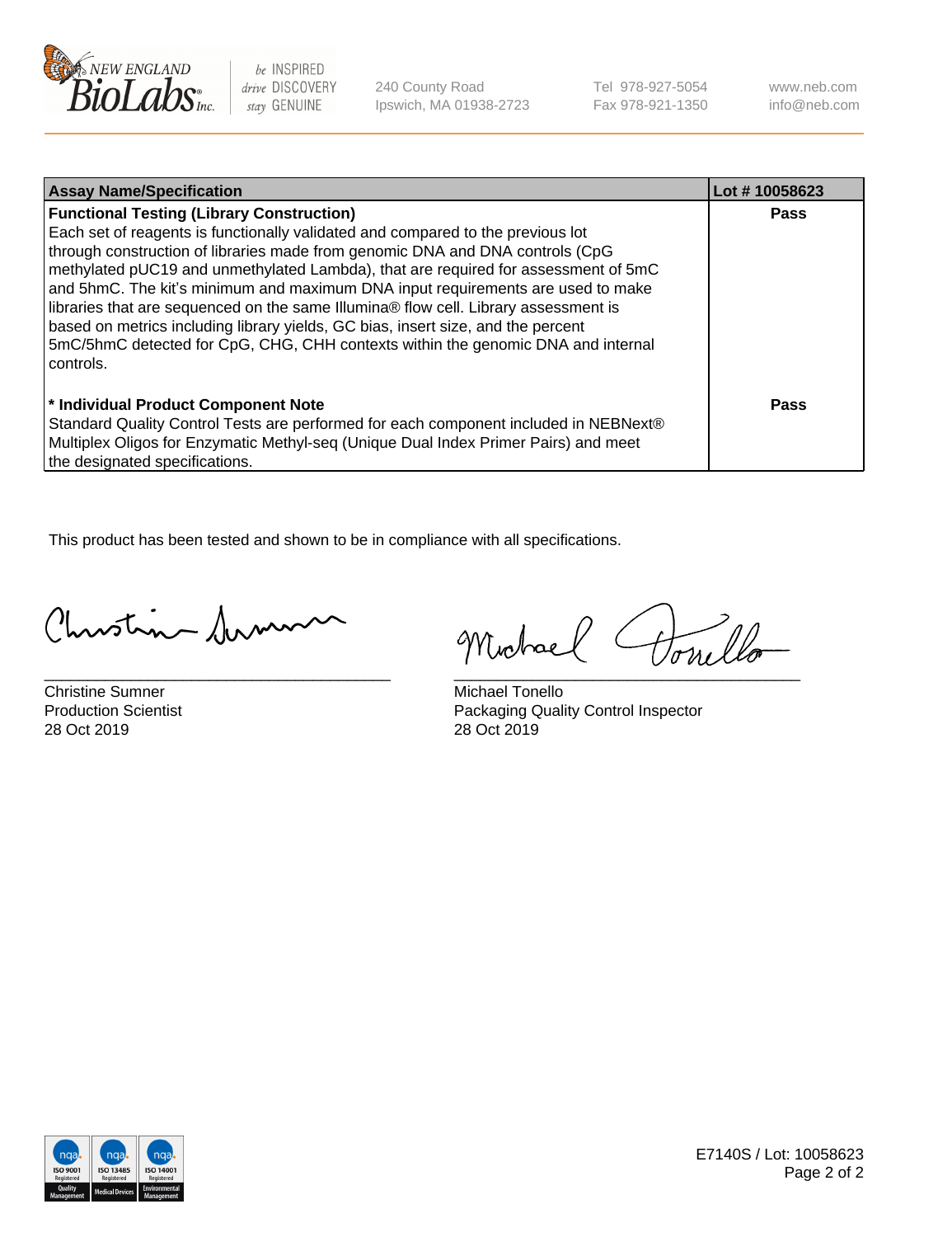| Assay Name/Specification | Lot # 10058623 |
|---|---|
| **Functional Testing (Library Construction)**<br>Each set of reagents is functionally validated and compared to the previous lot through construction of libraries made from genomic DNA and DNA controls (CpG methylated pUC19 and unmethylated Lambda), that are required for assessment of 5mC and 5hmC. The kit's minimum and maximum DNA input requirements are used to make libraries that are sequenced on the same Illumina® flow cell. Library assessment is based on metrics including library yields, GC bias, insert size, and the percent 5mC/5hmC detected for CpG, CHG, CHH contexts within the genomic DNA and internal controls. | **Pass** |
| **\* Individual Product Component Note**<br>Standard Quality Control Tests are performed for each component included in NEBNext® Multiplex Oligos for Enzymatic Methyl-seq (Unique Dual Index Primer Pairs) and meet the designated specifications. | **Pass** |

This product has been tested and shown to be in compliance with all specifications.

Christine Sumner
Production Scientist
28 Oct 2019

Michael Tonello
Packaging Quality Control Inspector
28 Oct 2019

E7140S / Lot: 10058623